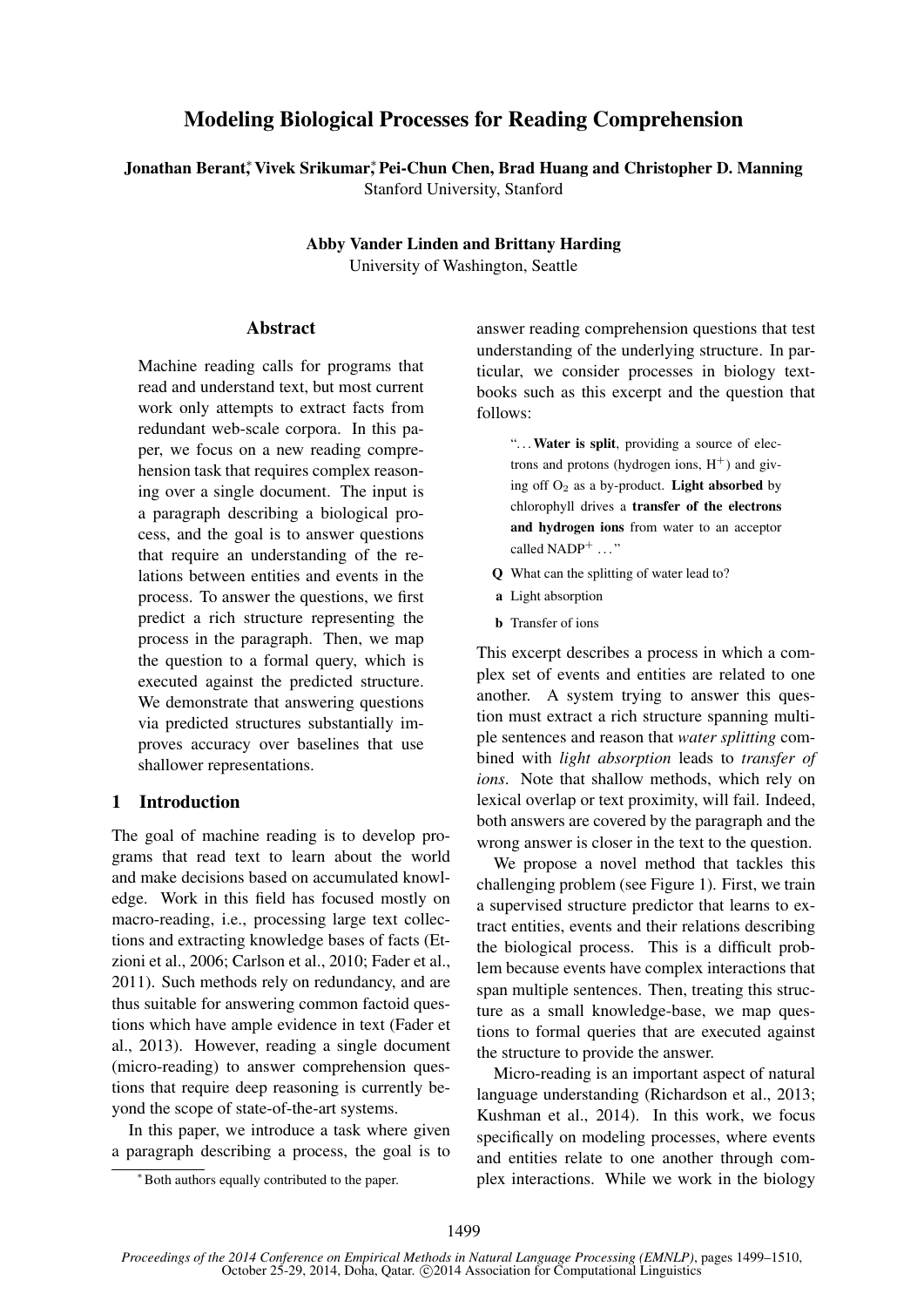# Modeling Biological Processes for Reading Comprehension

**Jonathan Berant\*, Vivek Srikumar\*, Pei-Chun Chen, Brad Huang and Christopher D. Manning**
Stanford University, Stanford

**Abby Vander Linden and Brittany Harding**
University of Washington, Seattle

## Abstract

Machine reading calls for programs that read and understand text, but most current work only attempts to extract facts from redundant web-scale corpora. In this paper, we focus on a new reading comprehension task that requires complex reasoning over a single document. The input is a paragraph describing a biological process, and the goal is to answer questions that require an understanding of the relations between entities and events in the process. To answer the questions, we first predict a rich structure representing the process in the paragraph. Then, we map the question to a formal query, which is executed against the predicted structure. We demonstrate that answering questions via predicted structures substantially improves accuracy over baselines that use shallower representations.

## 1 Introduction

The goal of machine reading is to develop programs that read text to learn about the world and make decisions based on accumulated knowledge. Work in this field has focused mostly on macro-reading, i.e., processing large text collections and extracting knowledge bases of facts (Etzioni et al., 2006; Carlson et al., 2010; Fader et al., 2011). Such methods rely on redundancy, and are thus suitable for answering common factoid questions which have ample evidence in text (Fader et al., 2013). However, reading a single document (micro-reading) to answer comprehension questions that require deep reasoning is currently beyond the scope of state-of-the-art systems.

In this paper, we introduce a task where given a paragraph describing a process, the goal is to answer reading comprehension questions that test understanding of the underlying structure. In particular, we consider processes in biology textbooks such as this excerpt and the question that follows:

> "... **Water is split**, providing a source of electrons and protons (hydrogen ions, $H^+$) and giving off $O_2$ as a by-product. **Light absorbed** by chlorophyll drives a **transfer of the electrons and hydrogen ions** from water to an acceptor called $NADP^+$ ..."

**Q** What can the splitting of water lead to?

**a** Light absorption

**b** Transfer of ions

This excerpt describes a process in which a complex set of events and entities are related to one another. A system trying to answer this question must extract a rich structure spanning multiple sentences and reason that *water splitting* combined with *light absorption* leads to *transfer of ions*. Note that shallow methods, which rely on lexical overlap or text proximity, will fail. Indeed, both answers are covered by the paragraph and the wrong answer is closer in the text to the question.

We propose a novel method that tackles this challenging problem (see Figure 1). First, we train a supervised structure predictor that learns to extract entities, events and their relations describing the biological process. This is a difficult problem because events have complex interactions that span multiple sentences. Then, treating this structure as a small knowledge-base, we map questions to formal queries that are executed against the structure to provide the answer.

Micro-reading is an important aspect of natural language understanding (Richardson et al., 2013; Kushman et al., 2014). In this work, we focus specifically on modeling processes, where events and entities relate to one another through complex interactions. While we work in the biology

\*Both authors equally contributed to the paper.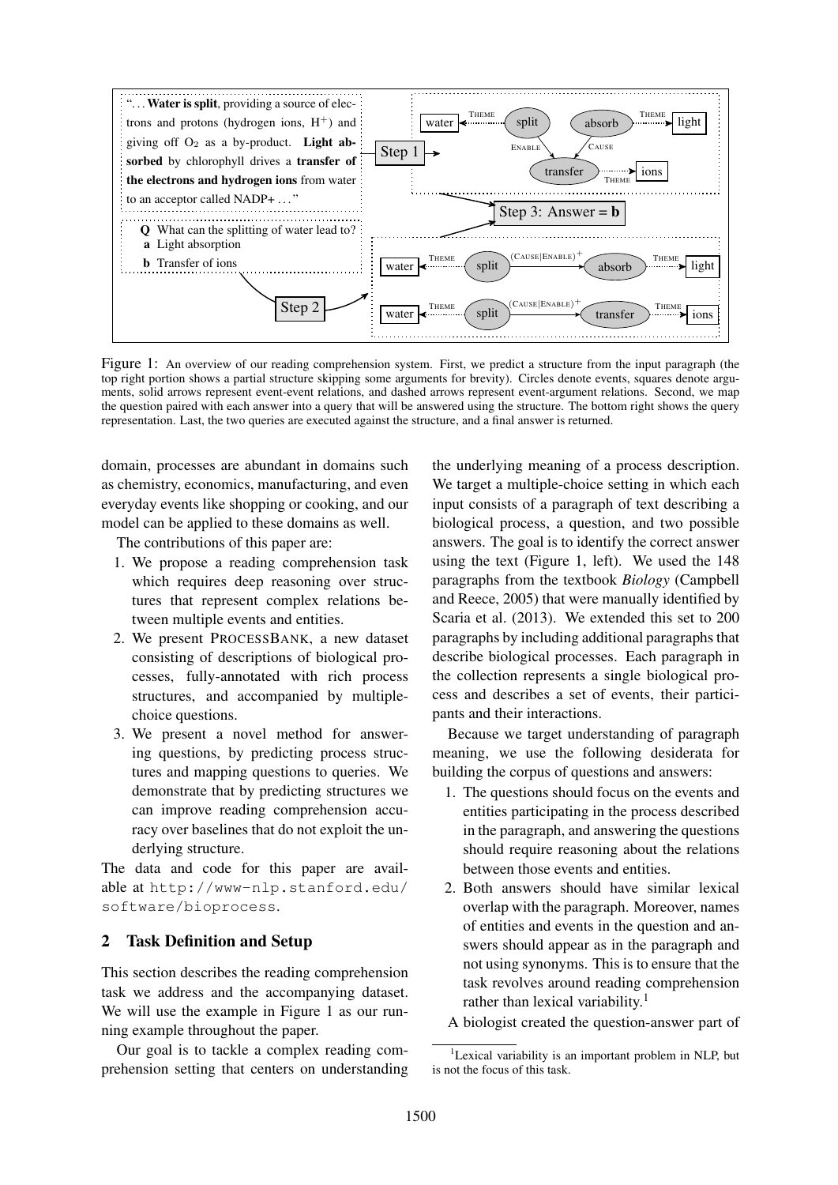"... **Water is split**, providing a source of electrons and protons (hydrogen ions, $H^+$) and giving off $O_2$ as a by-product. **Light absorbed** by chlorophyll drives a **transfer of the electrons and hydrogen ions** from water to an acceptor called NADP+ ..."

**Q** What can the splitting of water lead to?
**a** Light absorption
**b** Transfer of ions

Figure 1: An overview of our reading comprehension system. First, we predict a structure from the input paragraph (the top right portion shows a partial structure skipping some arguments for brevity). Circles denote events, squares denote arguments, solid arrows represent event-event relations, and dashed arrows represent event-argument relations. Second, we map the question paired with each answer into a query that will be answered using the structure. The bottom right shows the query representation. Last, the two queries are executed against the structure, and a final answer is returned.

domain, processes are abundant in domains such as chemistry, economics, manufacturing, and even everyday events like shopping or cooking, and our model can be applied to these domains as well.

The contributions of this paper are:

1. We propose a reading comprehension task which requires deep reasoning over structures that represent complex relations between multiple events and entities.
2. We present ProcessBank, a new dataset consisting of descriptions of biological processes, fully-annotated with rich process structures, and accompanied by multiple-choice questions.
3. We present a novel method for answering questions, by predicting process structures and mapping questions to queries. We demonstrate that by predicting structures we can improve reading comprehension accuracy over baselines that do not exploit the underlying structure.

The data and code for this paper are available at `http://www-nlp.stanford.edu/software/bioprocess`.

## 2 Task Definition and Setup

This section describes the reading comprehension task we address and the accompanying dataset. We will use the example in Figure 1 as our running example throughout the paper.

Our goal is to tackle a complex reading comprehension setting that centers on understanding the underlying meaning of a process description. We target a multiple-choice setting in which each input consists of a paragraph of text describing a biological process, a question, and two possible answers. The goal is to identify the correct answer using the text (Figure 1, left). We used the 148 paragraphs from the textbook *Biology* (Campbell and Reece, 2005) that were manually identified by Scaria et al. (2013). We extended this set to 200 paragraphs by including additional paragraphs that describe biological processes. Each paragraph in the collection represents a single biological process and describes a set of events, their participants and their interactions.

Because we target understanding of paragraph meaning, we use the following desiderata for building the corpus of questions and answers:

1. The questions should focus on the events and entities participating in the process described in the paragraph, and answering the questions should require reasoning about the relations between those events and entities.
2. Both answers should have similar lexical overlap with the paragraph. Moreover, names of entities and events in the question and answers should appear as in the paragraph and not using synonyms. This is to ensure that the task revolves around reading comprehension rather than lexical variability.[1]

A biologist created the question-answer part of

[1] Lexical variability is an important problem in NLP, but is not the focus of this task.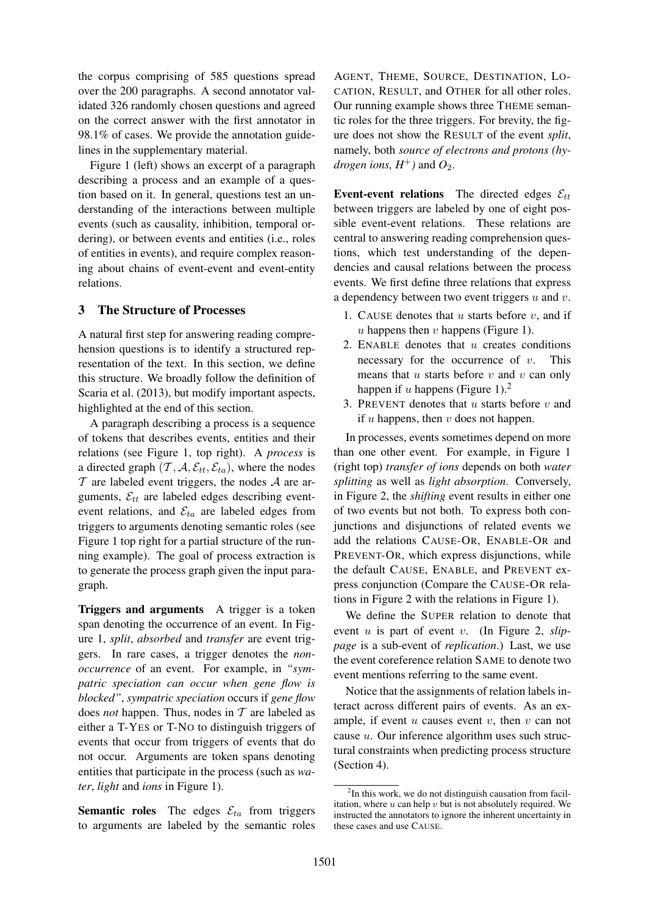the corpus comprising of 585 questions spread over the 200 paragraphs. A second annotator validated 326 randomly chosen questions and agreed on the correct answer with the first annotator in 98.1% of cases. We provide the annotation guidelines in the supplementary material.

Figure 1 (left) shows an excerpt of a paragraph describing a process and an example of a question based on it. In general, questions test an understanding of the interactions between multiple events (such as causality, inhibition, temporal ordering), or between events and entities (i.e., roles of entities in events), and require complex reasoning about chains of event-event and event-entity relations.

## 3 The Structure of Processes

A natural first step for answering reading comprehension questions is to identify a structured representation of the text. In this section, we define this structure. We broadly follow the definition of Scaria et al. (2013), but modify important aspects, highlighted at the end of this section.

A paragraph describing a process is a sequence of tokens that describes events, entities and their relations (see Figure 1, top right). A *process* is a directed graph $(\mathcal{T}, \mathcal{A}, \mathcal{E}_{tt}, \mathcal{E}_{ta})$, where the nodes $\mathcal{T}$ are labeled event triggers, the nodes $\mathcal{A}$ are arguments, $\mathcal{E}_{tt}$ are labeled edges describing event-event relations, and $\mathcal{E}_{ta}$ are labeled edges from triggers to arguments denoting semantic roles (see Figure 1 top right for a partial structure of the running example). The goal of process extraction is to generate the process graph given the input paragraph.

**Triggers and arguments** A trigger is a token span denoting the occurrence of an event. In Figure 1, *split*, *absorbed* and *transfer* are event triggers. In rare cases, a trigger denotes the *non-occurrence* of an event. For example, in *"sympatric speciation can occur when gene flow is blocked"*, *sympatric speciation* occurs if *gene flow* does *not* happen. Thus, nodes in $\mathcal{T}$ are labeled as either a T-YES or T-NO to distinguish triggers of events that occur from triggers of events that do not occur. Arguments are token spans denoting entities that participate in the process (such as *water*, *light* and *ions* in Figure 1).

**Semantic roles** The edges $\mathcal{E}_{ta}$ from triggers to arguments are labeled by the semantic roles AGENT, THEME, SOURCE, DESTINATION, LOCATION, RESULT, and OTHER for all other roles. Our running example shows three THEME semantic roles for the three triggers. For brevity, the figure does not show the RESULT of the event *split*, namely, both *source of electrons and protons (hydrogen ions, $H^+$)* and $O_2$.

**Event-event relations** The directed edges $\mathcal{E}_{tt}$ between triggers are labeled by one of eight possible event-event relations. These relations are central to answering reading comprehension questions, which test understanding of the dependencies and causal relations between the process events. We first define three relations that express a dependency between two event triggers $u$ and $v$.

1. CAUSE denotes that $u$ starts before $v$, and if $u$ happens then $v$ happens (Figure 1).
2. ENABLE denotes that $u$ creates conditions necessary for the occurrence of $v$. This means that $u$ starts before $v$ and $v$ can only happen if $u$ happens (Figure 1).[2]
3. PREVENT denotes that $u$ starts before $v$ and if $u$ happens, then $v$ does not happen.

In processes, events sometimes depend on more than one other event. For example, in Figure 1 (right top) *transfer of ions* depends on both *water splitting* as well as *light absorption*. Conversely, in Figure 2, the *shifting* event results in either one of two events but not both. To express both conjunctions and disjunctions of related events we add the relations CAUSE-OR, ENABLE-OR and PREVENT-OR, which express disjunctions, while the default CAUSE, ENABLE, and PREVENT express conjunction (Compare the CAUSE-OR relations in Figure 2 with the relations in Figure 1).

We define the SUPER relation to denote that event $u$ is part of event $v$. (In Figure 2, *slippage* is a sub-event of *replication*.) Last, we use the event coreference relation SAME to denote two event mentions referring to the same event.

Notice that the assignments of relation labels interact across different pairs of events. As an example, if event $u$ causes event $v$, then $v$ can not cause $u$. Our inference algorithm uses such structural constraints when predicting process structure (Section 4).

[2] In this work, we do not distinguish causation from facilitation, where $u$ can help $v$ but is not absolutely required. We instructed the annotators to ignore the inherent uncertainty in these cases and use CAUSE.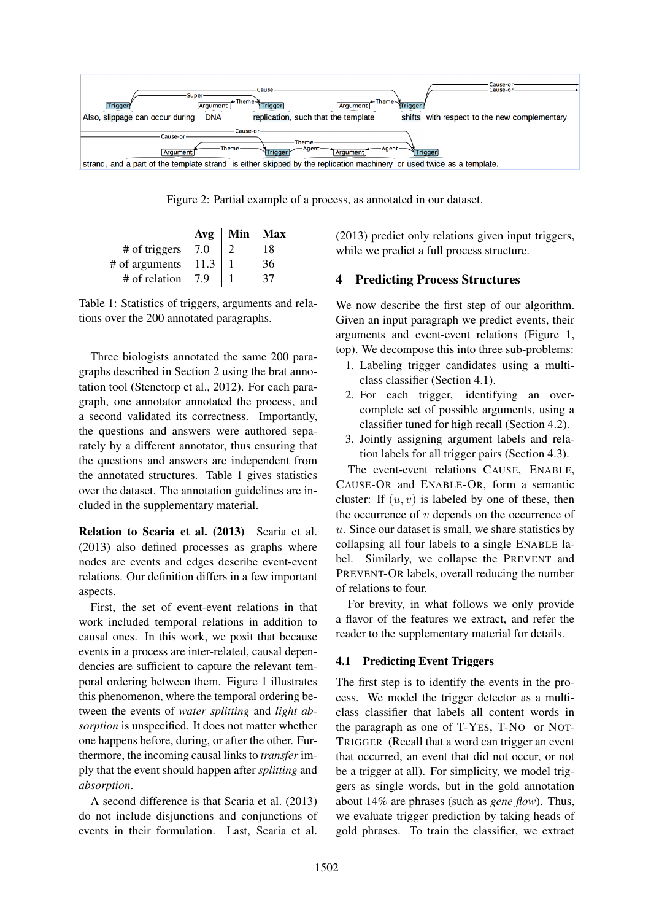Figure 2: Partial example of a process, as annotated in our dataset.

|  | Avg | Min | Max |
|---|---|---|---|
| # of triggers | 7.0 | 2 | 18 |
| # of arguments | 11.3 | 1 | 36 |
| # of relation | 7.9 | 1 | 37 |

Table 1: Statistics of triggers, arguments and relations over the 200 annotated paragraphs.

Three biologists annotated the same 200 paragraphs described in Section 2 using the brat annotation tool (Stenetorp et al., 2012). For each paragraph, one annotator annotated the process, and a second validated its correctness. Importantly, the questions and answers were authored separately by a different annotator, thus ensuring that the questions and answers are independent from the annotated structures. Table 1 gives statistics over the dataset. The annotation guidelines are included in the supplementary material.

**Relation to Scaria et al. (2013)** Scaria et al. (2013) also defined processes as graphs where nodes are events and edges describe event-event relations. Our definition differs in a few important aspects.

First, the set of event-event relations in that work included temporal relations in addition to causal ones. In this work, we posit that because events in a process are inter-related, causal dependencies are sufficient to capture the relevant temporal ordering between them. Figure 1 illustrates this phenomenon, where the temporal ordering between the events of *water splitting* and *light absorption* is unspecified. It does not matter whether one happens before, during, or after the other. Furthermore, the incoming causal links to *transfer* imply that the event should happen after *splitting* and *absorption*.

A second difference is that Scaria et al. (2013) do not include disjunctions and conjunctions of events in their formulation. Last, Scaria et al. (2013) predict only relations given input triggers, while we predict a full process structure.

## 4 Predicting Process Structures

We now describe the first step of our algorithm. Given an input paragraph we predict events, their arguments and event-event relations (Figure 1, top). We decompose this into three sub-problems:

1. Labeling trigger candidates using a multi-class classifier (Section 4.1).
2. For each trigger, identifying an over-complete set of possible arguments, using a classifier tuned for high recall (Section 4.2).
3. Jointly assigning argument labels and relation labels for all trigger pairs (Section 4.3).

The event-event relations CAUSE, ENABLE, CAUSE-OR and ENABLE-OR, form a semantic cluster: If $(u, v)$ is labeled by one of these, then the occurrence of $v$ depends on the occurrence of $u$. Since our dataset is small, we share statistics by collapsing all four labels to a single ENABLE label. Similarly, we collapse the PREVENT and PREVENT-OR labels, overall reducing the number of relations to four.

For brevity, in what follows we only provide a flavor of the features we extract, and refer the reader to the supplementary material for details.

### 4.1 Predicting Event Triggers

The first step is to identify the events in the process. We model the trigger detector as a multi-class classifier that labels all content words in the paragraph as one of T-YES, T-NO or NOT-TRIGGER (Recall that a word can trigger an event that occurred, an event that did not occur, or not be a trigger at all). For simplicity, we model triggers as single words, but in the gold annotation about 14% are phrases (such as *gene flow*). Thus, we evaluate trigger prediction by taking heads of gold phrases. To train the classifier, we extract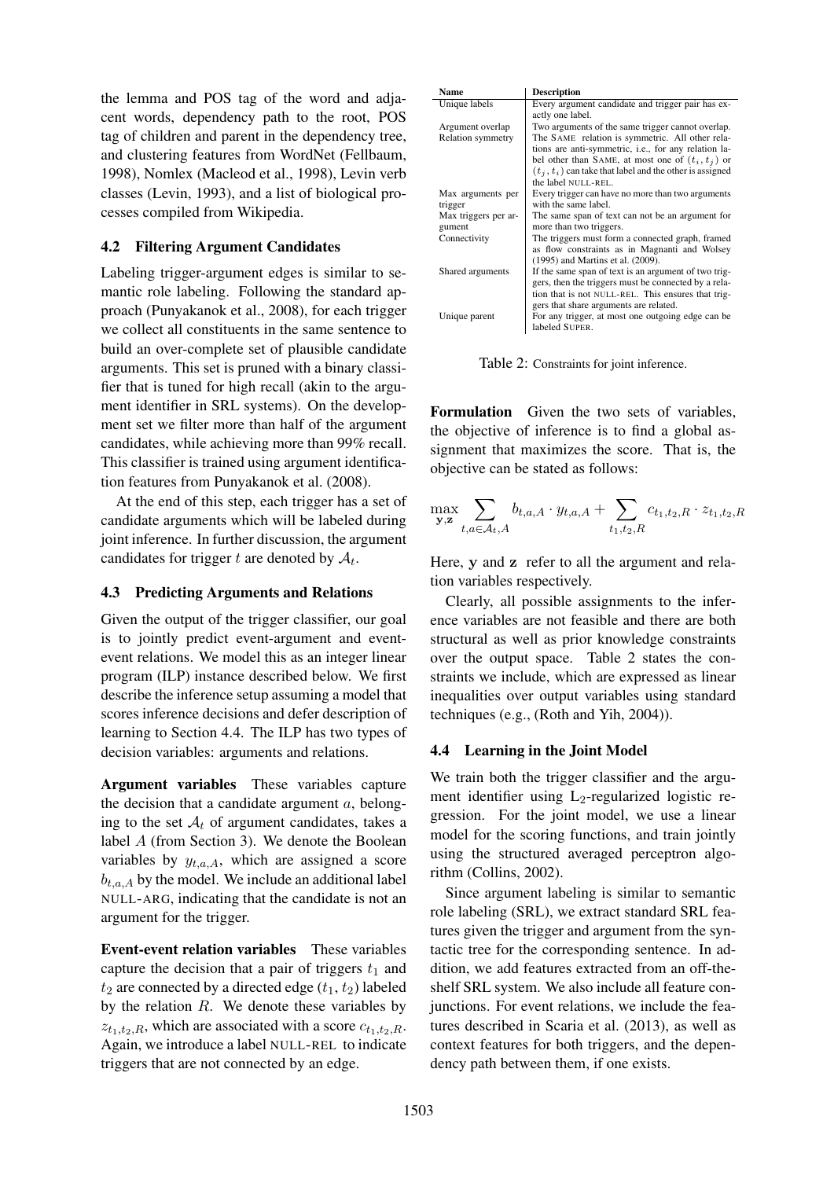the lemma and POS tag of the word and adjacent words, dependency path to the root, POS tag of children and parent in the dependency tree, and clustering features from WordNet (Fellbaum, 1998), Nomlex (Macleod et al., 1998), Levin verb classes (Levin, 1993), and a list of biological processes compiled from Wikipedia.

### 4.2 Filtering Argument Candidates

Labeling trigger-argument edges is similar to semantic role labeling. Following the standard approach (Punyakanok et al., 2008), for each trigger we collect all constituents in the same sentence to build an over-complete set of plausible candidate arguments. This set is pruned with a binary classifier that is tuned for high recall (akin to the argument identifier in SRL systems). On the development set we filter more than half of the argument candidates, while achieving more than 99% recall. This classifier is trained using argument identification features from Punyakanok et al. (2008).

At the end of this step, each trigger has a set of candidate arguments which will be labeled during joint inference. In further discussion, the argument candidates for trigger $t$ are denoted by $\mathcal{A}_t$.

### 4.3 Predicting Arguments and Relations

Given the output of the trigger classifier, our goal is to jointly predict event-argument and event-event relations. We model this as an integer linear program (ILP) instance described below. We first describe the inference setup assuming a model that scores inference decisions and defer description of learning to Section 4.4. The ILP has two types of decision variables: arguments and relations.

**Argument variables** These variables capture the decision that a candidate argument $a$, belonging to the set $\mathcal{A}_t$ of argument candidates, takes a label $A$ (from Section 3). We denote the Boolean variables by $y_{t,a,A}$, which are assigned a score $b_{t,a,A}$ by the model. We include an additional label NULL-ARG, indicating that the candidate is not an argument for the trigger.

**Event-event relation variables** These variables capture the decision that a pair of triggers $t_1$ and $t_2$ are connected by a directed edge ($t_1$, $t_2$) labeled by the relation $R$. We denote these variables by $z_{t_1,t_2,R}$, which are associated with a score $c_{t_1,t_2,R}$. Again, we introduce a label NULL-REL to indicate triggers that are not connected by an edge.

| Name | Description |
|---|---|
| Unique labels | Every argument candidate and trigger pair has exactly one label. |
| Argument overlap | Two arguments of the same trigger cannot overlap. |
| Relation symmetry | The SAME relation is symmetric. All other relations are anti-symmetric, i.e., for any relation label other than SAME, at most one of $(t_i, t_j)$ or $(t_j, t_i)$ can take that label and the other is assigned the label NULL-REL. |
| Max arguments per trigger | Every trigger can have no more than two arguments with the same label. |
| Max triggers per argument | The same span of text can not be an argument for more than two triggers. |
| Connectivity | The triggers must form a connected graph, framed as flow constraints as in Magnanti and Wolsey (1995) and Martins et al. (2009). |
| Shared arguments | If the same span of text is an argument of two triggers, then the triggers must be connected by a relation that is not NULL-REL. This ensures that triggers that share arguments are related. |
| Unique parent | For any trigger, at most one outgoing edge can be labeled SUPER. |

Table 2: Constraints for joint inference.

**Formulation** Given the two sets of variables, the objective of inference is to find a global assignment that maximizes the score. That is, the objective can be stated as follows:

$$\max_{\mathbf{y},\mathbf{z}} \sum_{t,a \in \mathcal{A}_t, A} b_{t,a,A} \cdot y_{t,a,A} + \sum_{t_1,t_2,R} c_{t_1,t_2,R} \cdot z_{t_1,t_2,R}$$

Here, $\mathbf{y}$ and $\mathbf{z}$ refer to all the argument and relation variables respectively.

Clearly, all possible assignments to the inference variables are not feasible and there are both structural as well as prior knowledge constraints over the output space. Table 2 states the constraints we include, which are expressed as linear inequalities over output variables using standard techniques (e.g., (Roth and Yih, 2004)).

### 4.4 Learning in the Joint Model

We train both the trigger classifier and the argument identifier using $L_2$-regularized logistic regression. For the joint model, we use a linear model for the scoring functions, and train jointly using the structured averaged perceptron algorithm (Collins, 2002).

Since argument labeling is similar to semantic role labeling (SRL), we extract standard SRL features given the trigger and argument from the syntactic tree for the corresponding sentence. In addition, we add features extracted from an off-the-shelf SRL system. We also include all feature conjunctions. For event relations, we include the features described in Scaria et al. (2013), as well as context features for both triggers, and the dependency path between them, if one exists.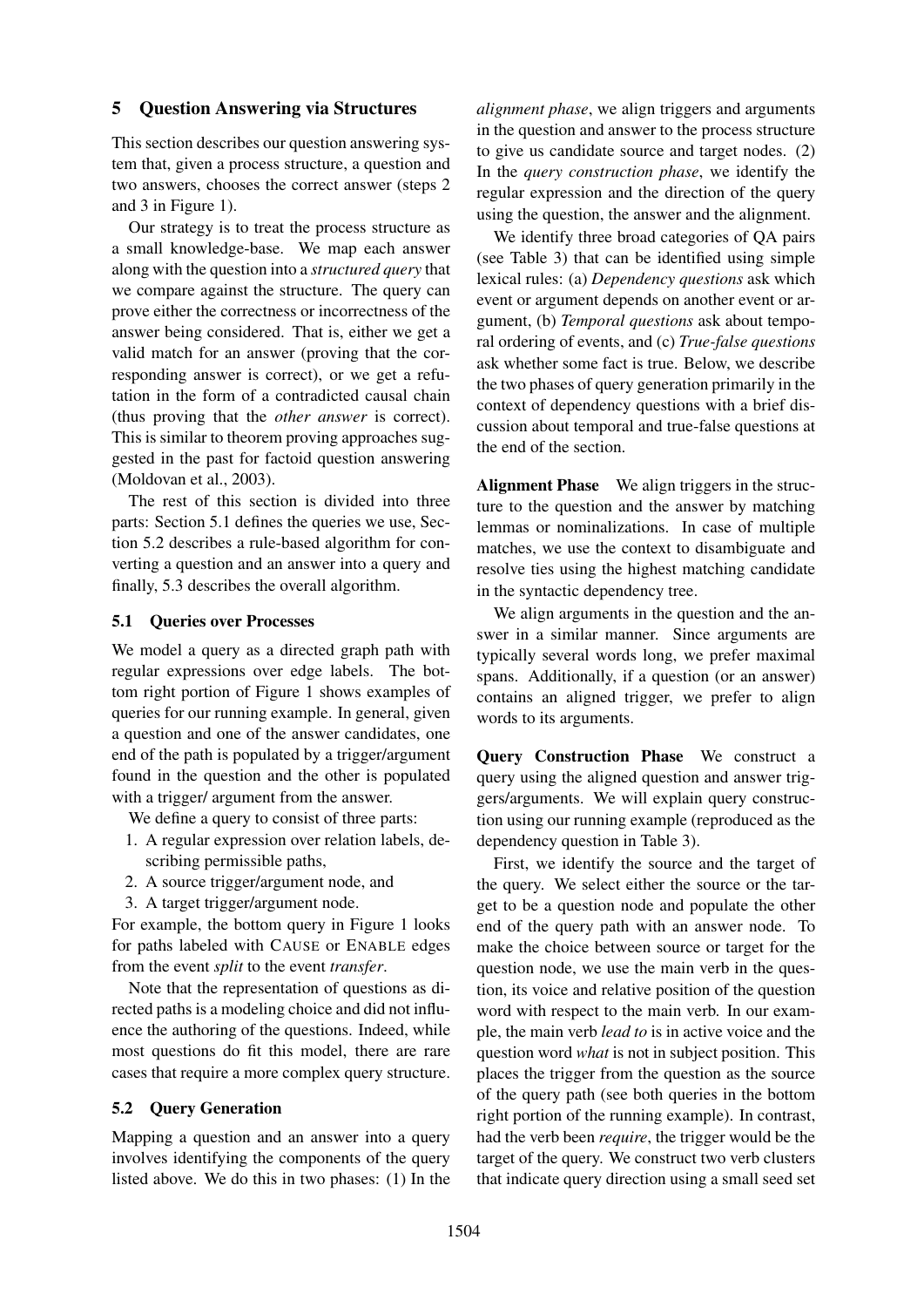## 5 Question Answering via Structures

This section describes our question answering system that, given a process structure, a question and two answers, chooses the correct answer (steps 2 and 3 in Figure 1).

Our strategy is to treat the process structure as a small knowledge-base. We map each answer along with the question into a *structured query* that we compare against the structure. The query can prove either the correctness or incorrectness of the answer being considered. That is, either we get a valid match for an answer (proving that the corresponding answer is correct), or we get a refutation in the form of a contradicted causal chain (thus proving that the *other answer* is correct). This is similar to theorem proving approaches suggested in the past for factoid question answering (Moldovan et al., 2003).

The rest of this section is divided into three parts: Section 5.1 defines the queries we use, Section 5.2 describes a rule-based algorithm for converting a question and an answer into a query and finally, 5.3 describes the overall algorithm.

### 5.1 Queries over Processes

We model a query as a directed graph path with regular expressions over edge labels. The bottom right portion of Figure 1 shows examples of queries for our running example. In general, given a question and one of the answer candidates, one end of the path is populated by a trigger/argument found in the question and the other is populated with a trigger/ argument from the answer.

We define a query to consist of three parts:

1. A regular expression over relation labels, describing permissible paths,
2. A source trigger/argument node, and
3. A target trigger/argument node.

For example, the bottom query in Figure 1 looks for paths labeled with CAUSE or ENABLE edges from the event *split* to the event *transfer*.

Note that the representation of questions as directed paths is a modeling choice and did not influence the authoring of the questions. Indeed, while most questions do fit this model, there are rare cases that require a more complex query structure.

### 5.2 Query Generation

Mapping a question and an answer into a query involves identifying the components of the query listed above. We do this in two phases: (1) In the *alignment phase*, we align triggers and arguments in the question and answer to the process structure to give us candidate source and target nodes. (2) In the *query construction phase*, we identify the regular expression and the direction of the query using the question, the answer and the alignment.

We identify three broad categories of QA pairs (see Table 3) that can be identified using simple lexical rules: (a) *Dependency questions* ask which event or argument depends on another event or argument, (b) *Temporal questions* ask about temporal ordering of events, and (c) *True-false questions* ask whether some fact is true. Below, we describe the two phases of query generation primarily in the context of dependency questions with a brief discussion about temporal and true-false questions at the end of the section.

**Alignment Phase** We align triggers in the structure to the question and the answer by matching lemmas or nominalizations. In case of multiple matches, we use the context to disambiguate and resolve ties using the highest matching candidate in the syntactic dependency tree.

We align arguments in the question and the answer in a similar manner. Since arguments are typically several words long, we prefer maximal spans. Additionally, if a question (or an answer) contains an aligned trigger, we prefer to align words to its arguments.

**Query Construction Phase** We construct a query using the aligned question and answer triggers/arguments. We will explain query construction using our running example (reproduced as the dependency question in Table 3).

First, we identify the source and the target of the query. We select either the source or the target to be a question node and populate the other end of the query path with an answer node. To make the choice between source or target for the question node, we use the main verb in the question, its voice and relative position of the question word with respect to the main verb. In our example, the main verb *lead to* is in active voice and the question word *what* is not in subject position. This places the trigger from the question as the source of the query path (see both queries in the bottom right portion of the running example). In contrast, had the verb been *require*, the trigger would be the target of the query. We construct two verb clusters that indicate query direction using a small seed set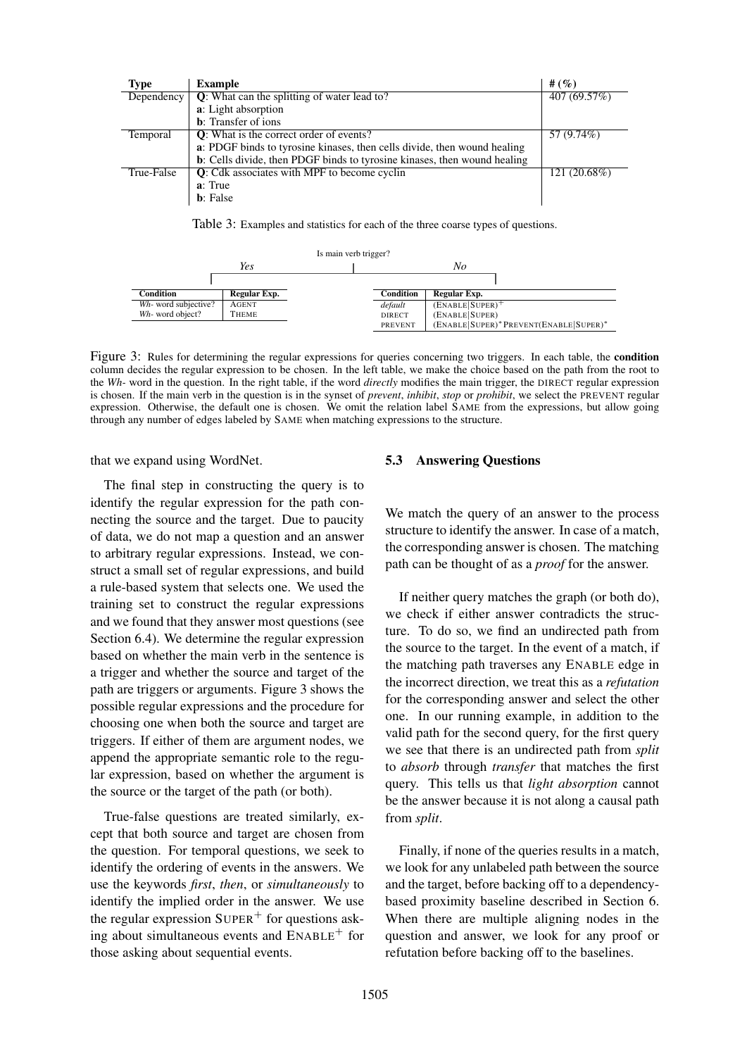| Type | Example | # (%) |
|---|---|---|
| Dependency | **Q**: What can the splitting of water lead to? | 407 (69.57%) |
| | **a**: Light absorption | |
| | **b**: Transfer of ions | |
| Temporal | **Q**: What is the correct order of events? | 57 (9.74%) |
| | **a**: PDGF binds to tyrosine kinases, then cells divide, then wound healing | |
| | **b**: Cells divide, then PDGF binds to tyrosine kinases, then wound healing | |
| True-False | **Q**: Cdk associates with MPF to become cyclin | 121 (20.68%) |
| | **a**: True | |
| | **b**: False | |

Table 3: Examples and statistics for each of the three coarse types of questions.

Is main verb trigger?

*Yes*

| Condition | Regular Exp. |
|---|---|
| *Wh-* word subjective? | AGENT |
| *Wh-* word object? | THEME |

*No*

| Condition | Regular Exp. |
|---|---|
| *default* | $(\text{ENABLE}\mid\text{SUPER})^+$ |
| DIRECT | (ENABLE\|SUPER) |
| PREVENT | $(\text{ENABLE}\mid\text{SUPER})^*\,\text{PREVENT}(\text{ENABLE}\mid\text{SUPER})^*$ |

Figure 3: Rules for determining the regular expressions for queries concerning two triggers. In each table, the **condition** column decides the regular expression to be chosen. In the left table, we make the choice based on the path from the root to the *Wh-* word in the question. In the right table, if the word *directly* modifies the main trigger, the DIRECT regular expression is chosen. If the main verb in the question is in the synset of *prevent*, *inhibit*, *stop* or *prohibit*, we select the PREVENT regular expression. Otherwise, the default one is chosen. We omit the relation label SAME from the expressions, but allow going through any number of edges labeled by SAME when matching expressions to the structure.

that we expand using WordNet.

The final step in constructing the query is to identify the regular expression for the path connecting the source and the target. Due to paucity of data, we do not map a question and an answer to arbitrary regular expressions. Instead, we construct a small set of regular expressions, and build a rule-based system that selects one. We used the training set to construct the regular expressions and we found that they answer most questions (see Section 6.4). We determine the regular expression based on whether the main verb in the sentence is a trigger and whether the source and target of the path are triggers or arguments. Figure 3 shows the possible regular expressions and the procedure for choosing one when both the source and target are triggers. If either of them are argument nodes, we append the appropriate semantic role to the regular expression, based on whether the argument is the source or the target of the path (or both).

True-false questions are treated similarly, except that both source and target are chosen from the question. For temporal questions, we seek to identify the ordering of events in the answers. We use the keywords *first*, *then*, or *simultaneously* to identify the implied order in the answer. We use the regular expression $\text{SUPER}^+$ for questions asking about simultaneous events and $\text{ENABLE}^+$ for those asking about sequential events.

### 5.3 Answering Questions

We match the query of an answer to the process structure to identify the answer. In case of a match, the corresponding answer is chosen. The matching path can be thought of as a *proof* for the answer.

If neither query matches the graph (or both do), we check if either answer contradicts the structure. To do so, we find an undirected path from the source to the target. In the event of a match, if the matching path traverses any ENABLE edge in the incorrect direction, we treat this as a *refutation* for the corresponding answer and select the other one. In our running example, in addition to the valid path for the second query, for the first query we see that there is an undirected path from *split* to *absorb* through *transfer* that matches the first query. This tells us that *light absorption* cannot be the answer because it is not along a causal path from *split*.

Finally, if none of the queries results in a match, we look for any unlabeled path between the source and the target, before backing off to a dependency-based proximity baseline described in Section 6. When there are multiple aligning nodes in the question and answer, we look for any proof or refutation before backing off to the baselines.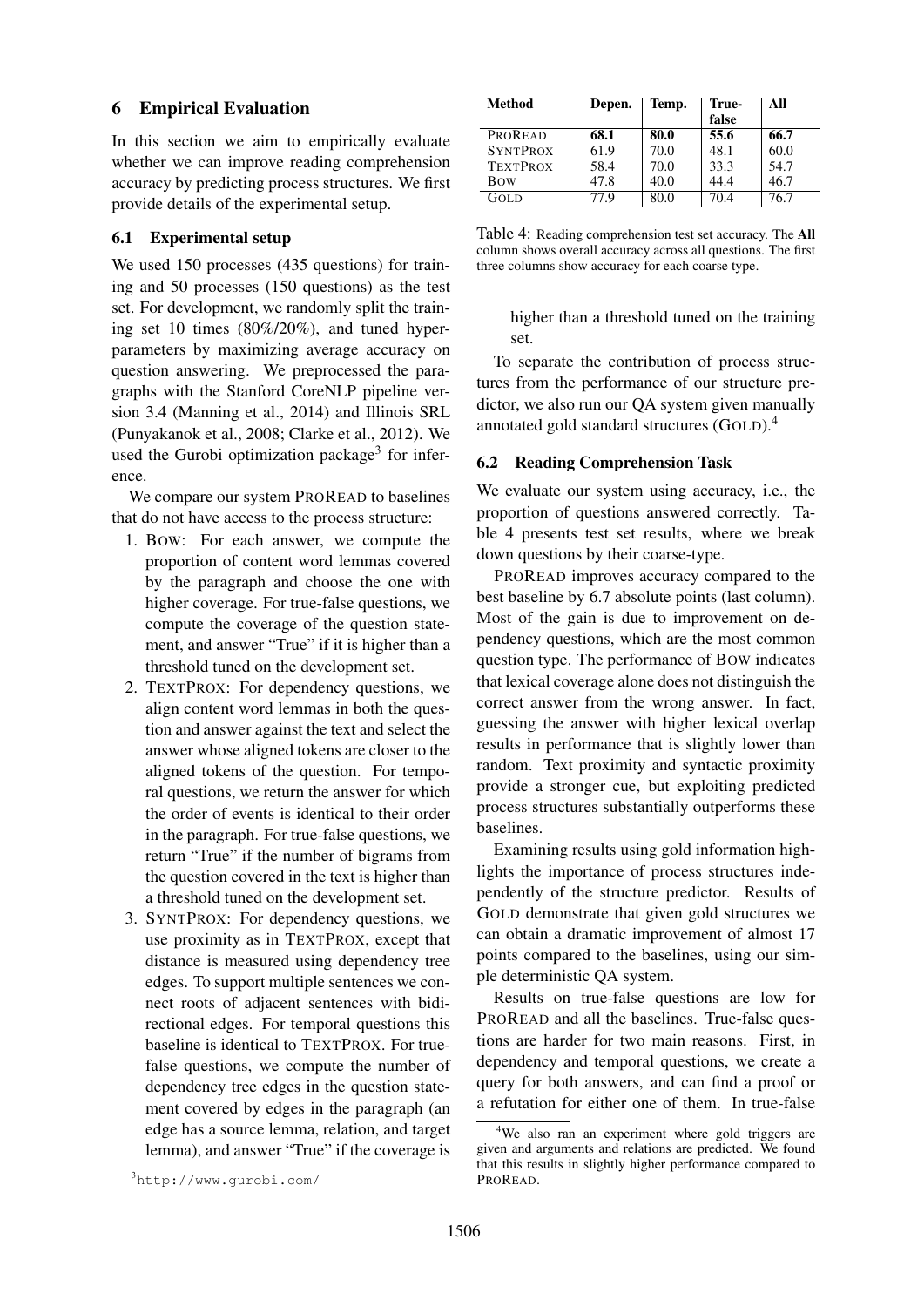## 6 Empirical Evaluation

In this section we aim to empirically evaluate whether we can improve reading comprehension accuracy by predicting process structures. We first provide details of the experimental setup.

### 6.1 Experimental setup

We used 150 processes (435 questions) for training and 50 processes (150 questions) as the test set. For development, we randomly split the training set 10 times (80%/20%), and tuned hyperparameters by maximizing average accuracy on question answering. We preprocessed the paragraphs with the Stanford CoreNLP pipeline version 3.4 (Manning et al., 2014) and Illinois SRL (Punyakanok et al., 2008; Clarke et al., 2012). We used the Gurobi optimization package[3] for inference.

We compare our system PROREAD to baselines that do not have access to the process structure:

1. BOW: For each answer, we compute the proportion of content word lemmas covered by the paragraph and choose the one with higher coverage. For true-false questions, we compute the coverage of the question statement, and answer "True" if it is higher than a threshold tuned on the development set.
2. TEXTPROX: For dependency questions, we align content word lemmas in both the question and answer against the text and select the answer whose aligned tokens are closer to the aligned tokens of the question. For temporal questions, we return the answer for which the order of events is identical to their order in the paragraph. For true-false questions, we return "True" if the number of bigrams from the question covered in the text is higher than a threshold tuned on the development set.
3. SYNTPROX: For dependency questions, we use proximity as in TEXTPROX, except that distance is measured using dependency tree edges. To support multiple sentences we connect roots of adjacent sentences with bidirectional edges. For temporal questions this baseline is identical to TEXTPROX. For true-false questions, we compute the number of dependency tree edges in the question statement covered by edges in the paragraph (an edge has a source lemma, relation, and target lemma), and answer "True" if the coverage is higher than a threshold tuned on the training set.

To separate the contribution of process structures from the performance of our structure predictor, we also run our QA system given manually annotated gold standard structures (GOLD).[4]

| Method | Depen. | Temp. | True-false | All |
|---|---|---|---|---|
| PROREAD | **68.1** | **80.0** | **55.6** | **66.7** |
| SYNTPROX | 61.9 | 70.0 | 48.1 | 60.0 |
| TEXTPROX | 58.4 | 70.0 | 33.3 | 54.7 |
| BOW | 47.8 | 40.0 | 44.4 | 46.7 |
| GOLD | 77.9 | 80.0 | 70.4 | 76.7 |

Table 4: Reading comprehension test set accuracy. The **All** column shows overall accuracy across all questions. The first three columns show accuracy for each coarse type.

### 6.2 Reading Comprehension Task

We evaluate our system using accuracy, i.e., the proportion of questions answered correctly. Table 4 presents test set results, where we break down questions by their coarse-type.

PROREAD improves accuracy compared to the best baseline by 6.7 absolute points (last column). Most of the gain is due to improvement on dependency questions, which are the most common question type. The performance of BOW indicates that lexical coverage alone does not distinguish the correct answer from the wrong answer. In fact, guessing the answer with higher lexical overlap results in performance that is slightly lower than random. Text proximity and syntactic proximity provide a stronger cue, but exploiting predicted process structures substantially outperforms these baselines.

Examining results using gold information highlights the importance of process structures independently of the structure predictor. Results of GOLD demonstrate that given gold structures we can obtain a dramatic improvement of almost 17 points compared to the baselines, using our simple deterministic QA system.

Results on true-false questions are low for PROREAD and all the baselines. True-false questions are harder for two main reasons. First, in dependency and temporal questions, we create a query for both answers, and can find a proof or a refutation for either one of them. In true-false

[3] http://www.gurobi.com/

[4] We also ran an experiment where gold triggers are given and arguments and relations are predicted. We found that this results in slightly higher performance compared to PROREAD.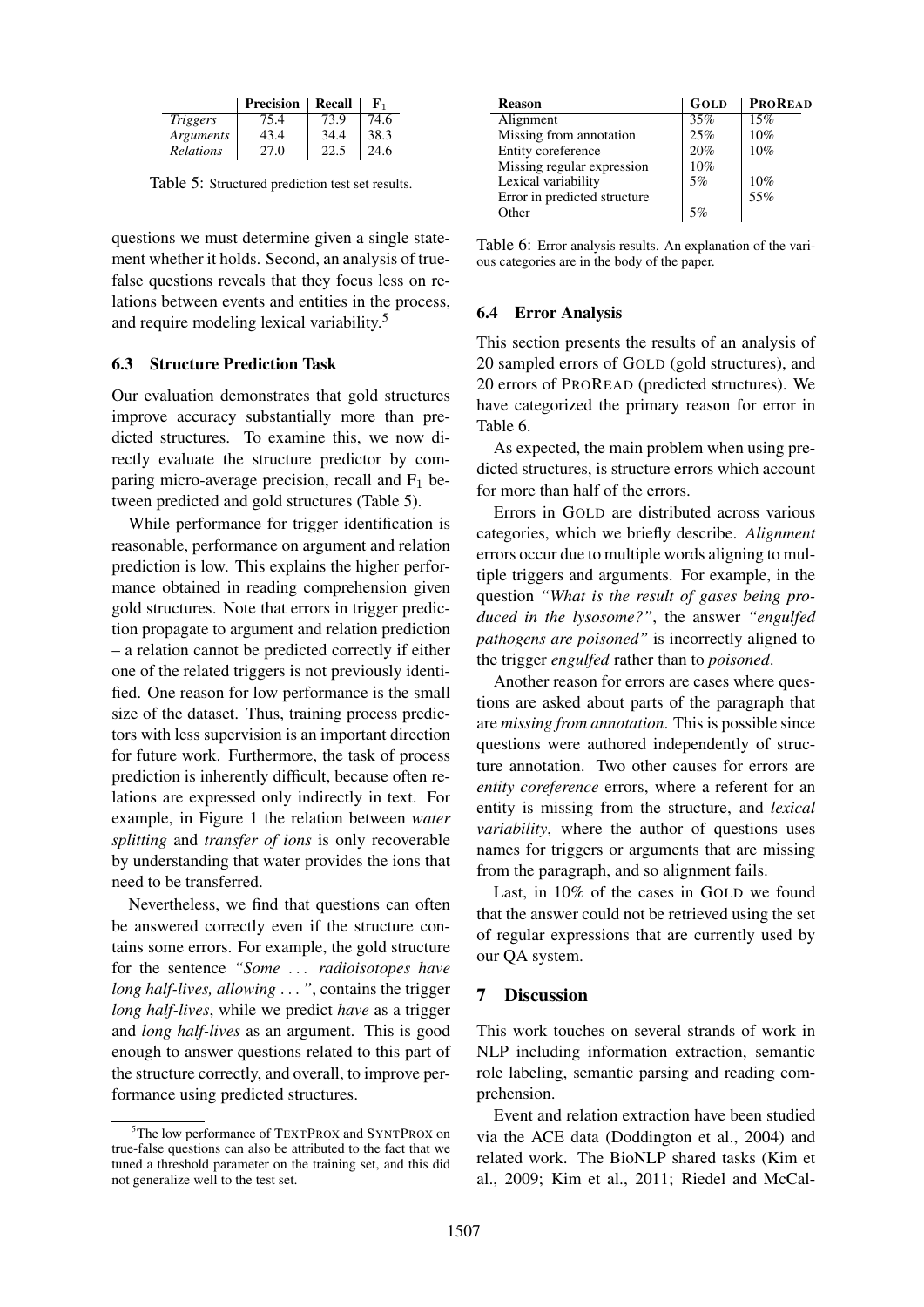|  | Precision | Recall | $F_1$ |
|---|---|---|---|
| *Triggers* | 75.4 | 73.9 | 74.6 |
| *Arguments* | 43.4 | 34.4 | 38.3 |
| *Relations* | 27.0 | 22.5 | 24.6 |

Table 5: Structured prediction test set results.

questions we must determine given a single statement whether it holds. Second, an analysis of true-false questions reveals that they focus less on relations between events and entities in the process, and require modeling lexical variability.[5]

### 6.3 Structure Prediction Task

Our evaluation demonstrates that gold structures improve accuracy substantially more than predicted structures. To examine this, we now directly evaluate the structure predictor by comparing micro-average precision, recall and $F_1$ between predicted and gold structures (Table 5).

While performance for trigger identification is reasonable, performance on argument and relation prediction is low. This explains the higher performance obtained in reading comprehension given gold structures. Note that errors in trigger prediction propagate to argument and relation prediction – a relation cannot be predicted correctly if either one of the related triggers is not previously identified. One reason for low performance is the small size of the dataset. Thus, training process predictors with less supervision is an important direction for future work. Furthermore, the task of process prediction is inherently difficult, because often relations are expressed only indirectly in text. For example, in Figure 1 the relation between *water splitting* and *transfer of ions* is only recoverable by understanding that water provides the ions that need to be transferred.

Nevertheless, we find that questions can often be answered correctly even if the structure contains some errors. For example, the gold structure for the sentence *"Some ... radioisotopes have long half-lives, allowing ..."*, contains the trigger *long half-lives*, while we predict *have* as a trigger and *long half-lives* as an argument. This is good enough to answer questions related to this part of the structure correctly, and overall, to improve performance using predicted structures.

[5] The low performance of TEXTPROX and SYNTPROX on true-false questions can also be attributed to the fact that we tuned a threshold parameter on the training set, and this did not generalize well to the test set.

| Reason | GOLD | PROREAD |
|---|---|---|
| Alignment | 35% | 15% |
| Missing from annotation | 25% | 10% |
| Entity coreference | 20% | 10% |
| Missing regular expression | 10% | |
| Lexical variability | 5% | 10% |
| Error in predicted structure | | 55% |
| Other | 5% | |

Table 6: Error analysis results. An explanation of the various categories are in the body of the paper.

### 6.4 Error Analysis

This section presents the results of an analysis of 20 sampled errors of GOLD (gold structures), and 20 errors of PROREAD (predicted structures). We have categorized the primary reason for error in Table 6.

As expected, the main problem when using predicted structures, is structure errors which account for more than half of the errors.

Errors in GOLD are distributed across various categories, which we briefly describe. *Alignment* errors occur due to multiple words aligning to multiple triggers and arguments. For example, in the question *"What is the result of gases being produced in the lysosome?"*, the answer *"engulfed pathogens are poisoned"* is incorrectly aligned to the trigger *engulfed* rather than to *poisoned*.

Another reason for errors are cases where questions are asked about parts of the paragraph that are *missing from annotation*. This is possible since questions were authored independently of structure annotation. Two other causes for errors are *entity coreference* errors, where a referent for an entity is missing from the structure, and *lexical variability*, where the author of questions uses names for triggers or arguments that are missing from the paragraph, and so alignment fails.

Last, in 10% of the cases in GOLD we found that the answer could not be retrieved using the set of regular expressions that are currently used by our QA system.

## 7 Discussion

This work touches on several strands of work in NLP including information extraction, semantic role labeling, semantic parsing and reading comprehension.

Event and relation extraction have been studied via the ACE data (Doddington et al., 2004) and related work. The BioNLP shared tasks (Kim et al., 2009; Kim et al., 2011; Riedel and McCal-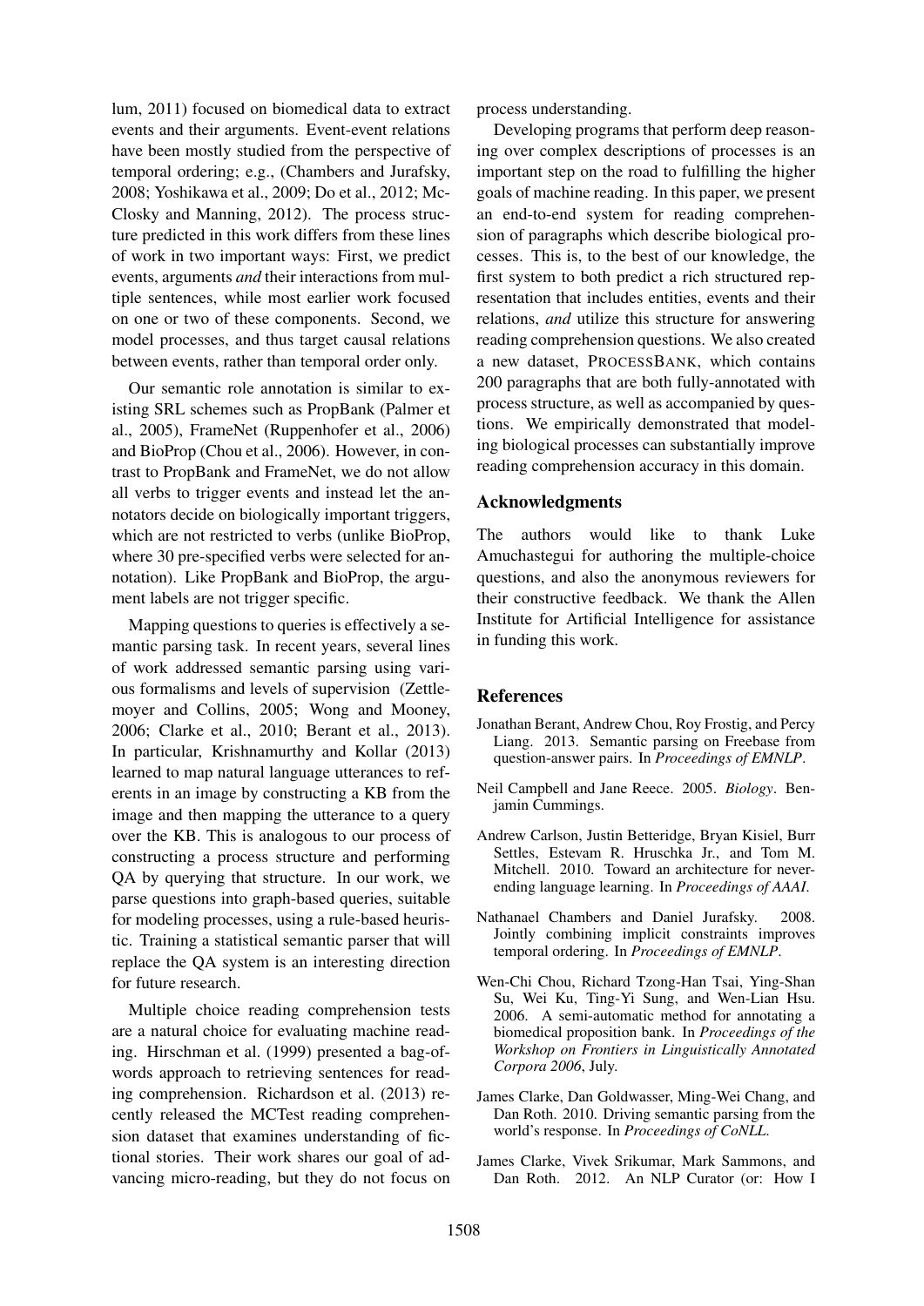lum, 2011) focused on biomedical data to extract events and their arguments. Event-event relations have been mostly studied from the perspective of temporal ordering; e.g., (Chambers and Jurafsky, 2008; Yoshikawa et al., 2009; Do et al., 2012; McClosky and Manning, 2012). The process structure predicted in this work differs from these lines of work in two important ways: First, we predict events, arguments *and* their interactions from multiple sentences, while most earlier work focused on one or two of these components. Second, we model processes, and thus target causal relations between events, rather than temporal order only.

Our semantic role annotation is similar to existing SRL schemes such as PropBank (Palmer et al., 2005), FrameNet (Ruppenhofer et al., 2006) and BioProp (Chou et al., 2006). However, in contrast to PropBank and FrameNet, we do not allow all verbs to trigger events and instead let the annotators decide on biologically important triggers, which are not restricted to verbs (unlike BioProp, where 30 pre-specified verbs were selected for annotation). Like PropBank and BioProp, the argument labels are not trigger specific.

Mapping questions to queries is effectively a semantic parsing task. In recent years, several lines of work addressed semantic parsing using various formalisms and levels of supervision (Zettlemoyer and Collins, 2005; Wong and Mooney, 2006; Clarke et al., 2010; Berant et al., 2013). In particular, Krishnamurthy and Kollar (2013) learned to map natural language utterances to referents in an image by constructing a KB from the image and then mapping the utterance to a query over the KB. This is analogous to our process of constructing a process structure and performing QA by querying that structure. In our work, we parse questions into graph-based queries, suitable for modeling processes, using a rule-based heuristic. Training a statistical semantic parser that will replace the QA system is an interesting direction for future research.

Multiple choice reading comprehension tests are a natural choice for evaluating machine reading. Hirschman et al. (1999) presented a bag-of-words approach to retrieving sentences for reading comprehension. Richardson et al. (2013) recently released the MCTest reading comprehension dataset that examines understanding of fictional stories. Their work shares our goal of advancing micro-reading, but they do not focus on process understanding.

Developing programs that perform deep reasoning over complex descriptions of processes is an important step on the road to fulfilling the higher goals of machine reading. In this paper, we present an end-to-end system for reading comprehension of paragraphs which describe biological processes. This is, to the best of our knowledge, the first system to both predict a rich structured representation that includes entities, events and their relations, *and* utilize this structure for answering reading comprehension questions. We also created a new dataset, PROCESSBANK, which contains 200 paragraphs that are both fully-annotated with process structure, as well as accompanied by questions. We empirically demonstrated that modeling biological processes can substantially improve reading comprehension accuracy in this domain.

## Acknowledgments

The authors would like to thank Luke Amuchastegui for authoring the multiple-choice questions, and also the anonymous reviewers for their constructive feedback. We thank the Allen Institute for Artificial Intelligence for assistance in funding this work.

## References

Jonathan Berant, Andrew Chou, Roy Frostig, and Percy Liang. 2013. Semantic parsing on Freebase from question-answer pairs. In *Proceedings of EMNLP*.

Neil Campbell and Jane Reece. 2005. *Biology*. Benjamin Cummings.

Andrew Carlson, Justin Betteridge, Bryan Kisiel, Burr Settles, Estevam R. Hruschka Jr., and Tom M. Mitchell. 2010. Toward an architecture for never-ending language learning. In *Proceedings of AAAI*.

Nathanael Chambers and Daniel Jurafsky. 2008. Jointly combining implicit constraints improves temporal ordering. In *Proceedings of EMNLP*.

Wen-Chi Chou, Richard Tzong-Han Tsai, Ying-Shan Su, Wei Ku, Ting-Yi Sung, and Wen-Lian Hsu. 2006. A semi-automatic method for annotating a biomedical proposition bank. In *Proceedings of the Workshop on Frontiers in Linguistically Annotated Corpora 2006*, July.

James Clarke, Dan Goldwasser, Ming-Wei Chang, and Dan Roth. 2010. Driving semantic parsing from the world's response. In *Proceedings of CoNLL*.

James Clarke, Vivek Srikumar, Mark Sammons, and Dan Roth. 2012. An NLP Curator (or: How I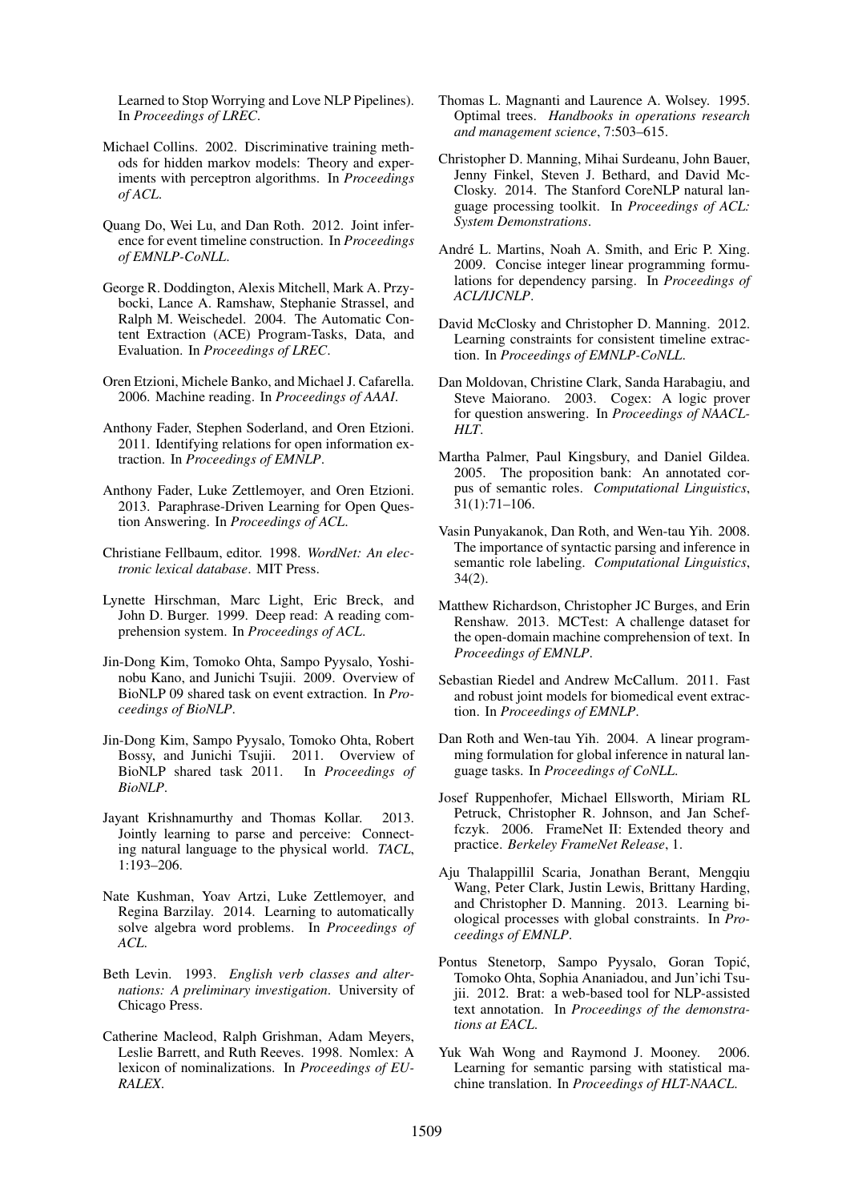Learned to Stop Worrying and Love NLP Pipelines). In *Proceedings of LREC*.

Michael Collins. 2002. Discriminative training methods for hidden markov models: Theory and experiments with perceptron algorithms. In *Proceedings of ACL*.

Quang Do, Wei Lu, and Dan Roth. 2012. Joint inference for event timeline construction. In *Proceedings of EMNLP-CoNLL*.

George R. Doddington, Alexis Mitchell, Mark A. Przybocki, Lance A. Ramshaw, Stephanie Strassel, and Ralph M. Weischedel. 2004. The Automatic Content Extraction (ACE) Program-Tasks, Data, and Evaluation. In *Proceedings of LREC*.

Oren Etzioni, Michele Banko, and Michael J. Cafarella. 2006. Machine reading. In *Proceedings of AAAI*.

Anthony Fader, Stephen Soderland, and Oren Etzioni. 2011. Identifying relations for open information extraction. In *Proceedings of EMNLP*.

Anthony Fader, Luke Zettlemoyer, and Oren Etzioni. 2013. Paraphrase-Driven Learning for Open Question Answering. In *Proceedings of ACL*.

Christiane Fellbaum, editor. 1998. *WordNet: An electronic lexical database*. MIT Press.

Lynette Hirschman, Marc Light, Eric Breck, and John D. Burger. 1999. Deep read: A reading comprehension system. In *Proceedings of ACL*.

Jin-Dong Kim, Tomoko Ohta, Sampo Pyysalo, Yoshinobu Kano, and Junichi Tsujii. 2009. Overview of BioNLP 09 shared task on event extraction. In *Proceedings of BioNLP*.

Jin-Dong Kim, Sampo Pyysalo, Tomoko Ohta, Robert Bossy, and Junichi Tsujii. 2011. Overview of BioNLP shared task 2011. In *Proceedings of BioNLP*.

Jayant Krishnamurthy and Thomas Kollar. 2013. Jointly learning to parse and perceive: Connecting natural language to the physical world. *TACL*, 1:193–206.

Nate Kushman, Yoav Artzi, Luke Zettlemoyer, and Regina Barzilay. 2014. Learning to automatically solve algebra word problems. In *Proceedings of ACL*.

Beth Levin. 1993. *English verb classes and alternations: A preliminary investigation*. University of Chicago Press.

Catherine Macleod, Ralph Grishman, Adam Meyers, Leslie Barrett, and Ruth Reeves. 1998. Nomlex: A lexicon of nominalizations. In *Proceedings of EURALEX*.

Thomas L. Magnanti and Laurence A. Wolsey. 1995. Optimal trees. *Handbooks in operations research and management science*, 7:503–615.

Christopher D. Manning, Mihai Surdeanu, John Bauer, Jenny Finkel, Steven J. Bethard, and David McClosky. 2014. The Stanford CoreNLP natural language processing toolkit. In *Proceedings of ACL: System Demonstrations*.

André L. Martins, Noah A. Smith, and Eric P. Xing. 2009. Concise integer linear programming formulations for dependency parsing. In *Proceedings of ACL/IJCNLP*.

David McClosky and Christopher D. Manning. 2012. Learning constraints for consistent timeline extraction. In *Proceedings of EMNLP-CoNLL*.

Dan Moldovan, Christine Clark, Sanda Harabagiu, and Steve Maiorano. 2003. Cogex: A logic prover for question answering. In *Proceedings of NAACL-HLT*.

Martha Palmer, Paul Kingsbury, and Daniel Gildea. 2005. The proposition bank: An annotated corpus of semantic roles. *Computational Linguistics*, 31(1):71–106.

Vasin Punyakanok, Dan Roth, and Wen-tau Yih. 2008. The importance of syntactic parsing and inference in semantic role labeling. *Computational Linguistics*, 34(2).

Matthew Richardson, Christopher JC Burges, and Erin Renshaw. 2013. MCTest: A challenge dataset for the open-domain machine comprehension of text. In *Proceedings of EMNLP*.

Sebastian Riedel and Andrew McCallum. 2011. Fast and robust joint models for biomedical event extraction. In *Proceedings of EMNLP*.

Dan Roth and Wen-tau Yih. 2004. A linear programming formulation for global inference in natural language tasks. In *Proceedings of CoNLL*.

Josef Ruppenhofer, Michael Ellsworth, Miriam RL Petruck, Christopher R. Johnson, and Jan Scheffczyk. 2006. FrameNet II: Extended theory and practice. *Berkeley FrameNet Release*, 1.

Aju Thalappillil Scaria, Jonathan Berant, Mengqiu Wang, Peter Clark, Justin Lewis, Brittany Harding, and Christopher D. Manning. 2013. Learning biological processes with global constraints. In *Proceedings of EMNLP*.

Pontus Stenetorp, Sampo Pyysalo, Goran Topić, Tomoko Ohta, Sophia Ananiadou, and Jun'ichi Tsujii. 2012. Brat: a web-based tool for NLP-assisted text annotation. In *Proceedings of the demonstrations at EACL*.

Yuk Wah Wong and Raymond J. Mooney. 2006. Learning for semantic parsing with statistical machine translation. In *Proceedings of HLT-NAACL*.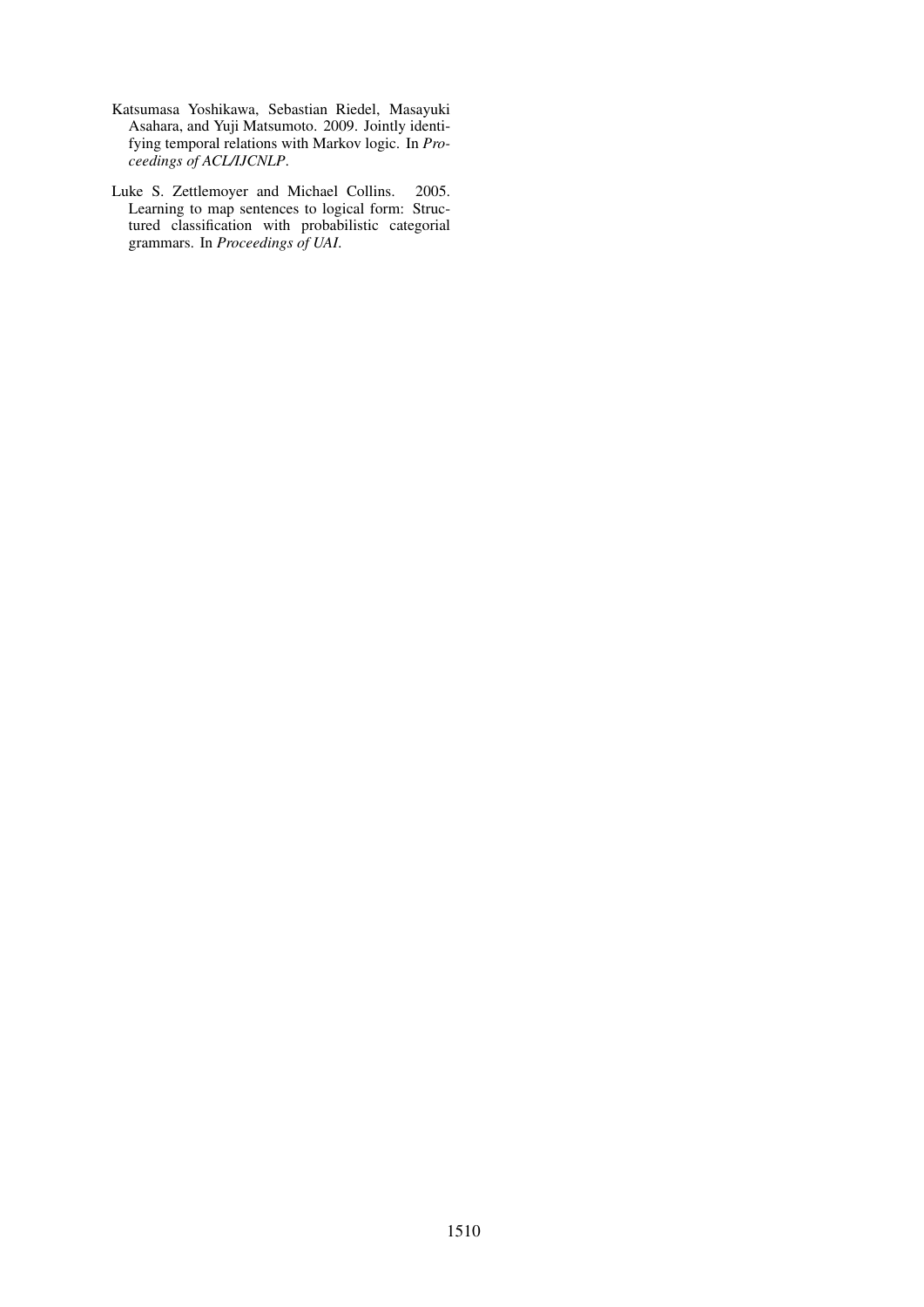Katsumasa Yoshikawa, Sebastian Riedel, Masayuki Asahara, and Yuji Matsumoto. 2009. Jointly identifying temporal relations with Markov logic. In *Proceedings of ACL/IJCNLP*.

Luke S. Zettlemoyer and Michael Collins. 2005. Learning to map sentences to logical form: Structured classification with probabilistic categorial grammars. In *Proceedings of UAI*.